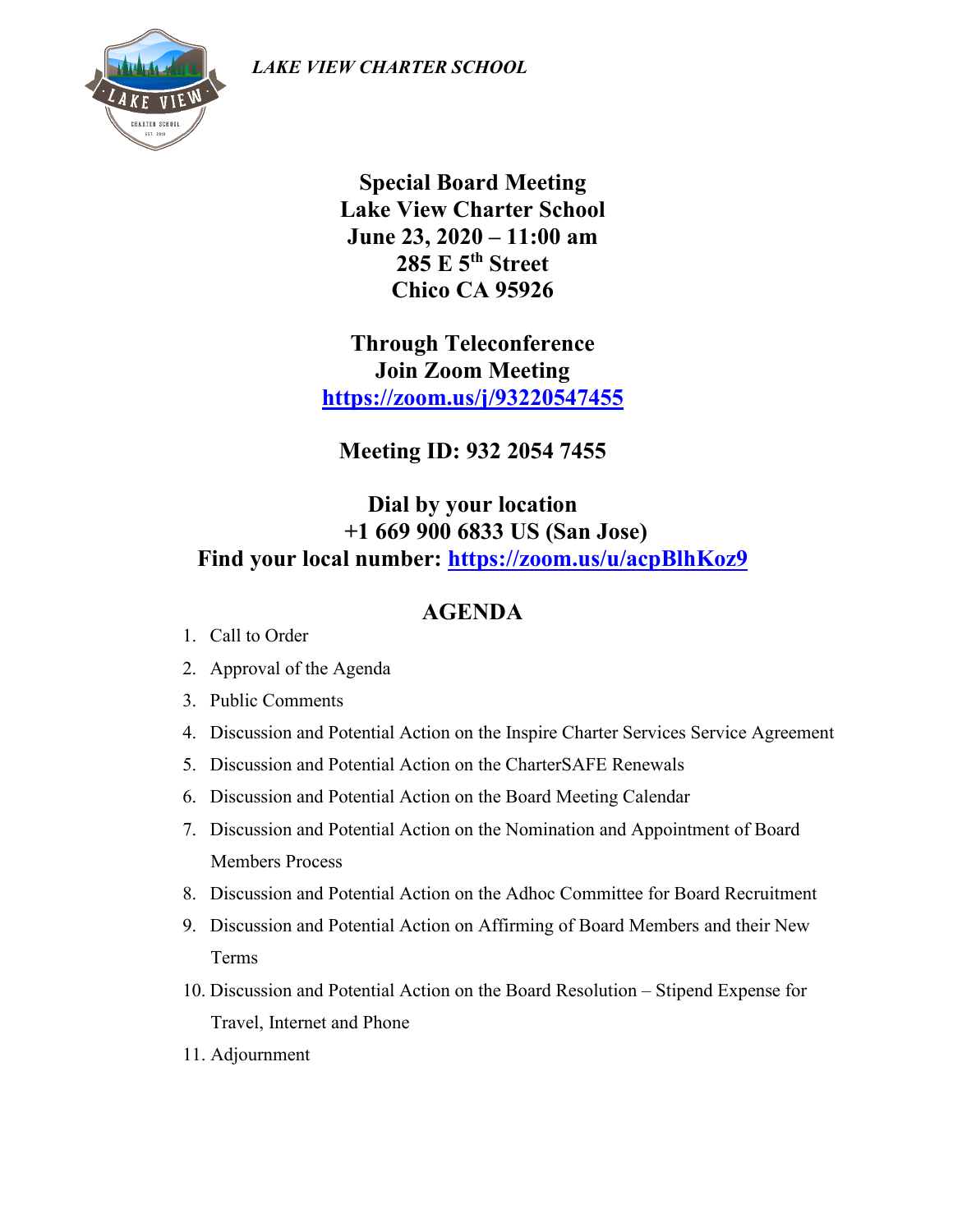*LAKE VIEW CHARTER SCHOOL*

**Special Board Meeting**
**Lake View Charter School**
**June 23, 2020 – 11:00 am**
**285 E 5th Street**
**Chico CA 95926**

**Through Teleconference**
**Join Zoom Meeting**
**https://zoom.us/j/93220547455**

**Meeting ID: 932 2054 7455**

**Dial by your location**
**+1 669 900 6833 US (San Jose)**
**Find your local number: https://zoom.us/u/acpBlhKoz9**

## AGENDA

1. Call to Order
2. Approval of the Agenda
3. Public Comments
4. Discussion and Potential Action on the Inspire Charter Services Service Agreement
5. Discussion and Potential Action on the CharterSAFE Renewals
6. Discussion and Potential Action on the Board Meeting Calendar
7. Discussion and Potential Action on the Nomination and Appointment of Board Members Process
8. Discussion and Potential Action on the Adhoc Committee for Board Recruitment
9. Discussion and Potential Action on Affirming of Board Members and their New Terms
10. Discussion and Potential Action on the Board Resolution – Stipend Expense for Travel, Internet and Phone
11. Adjournment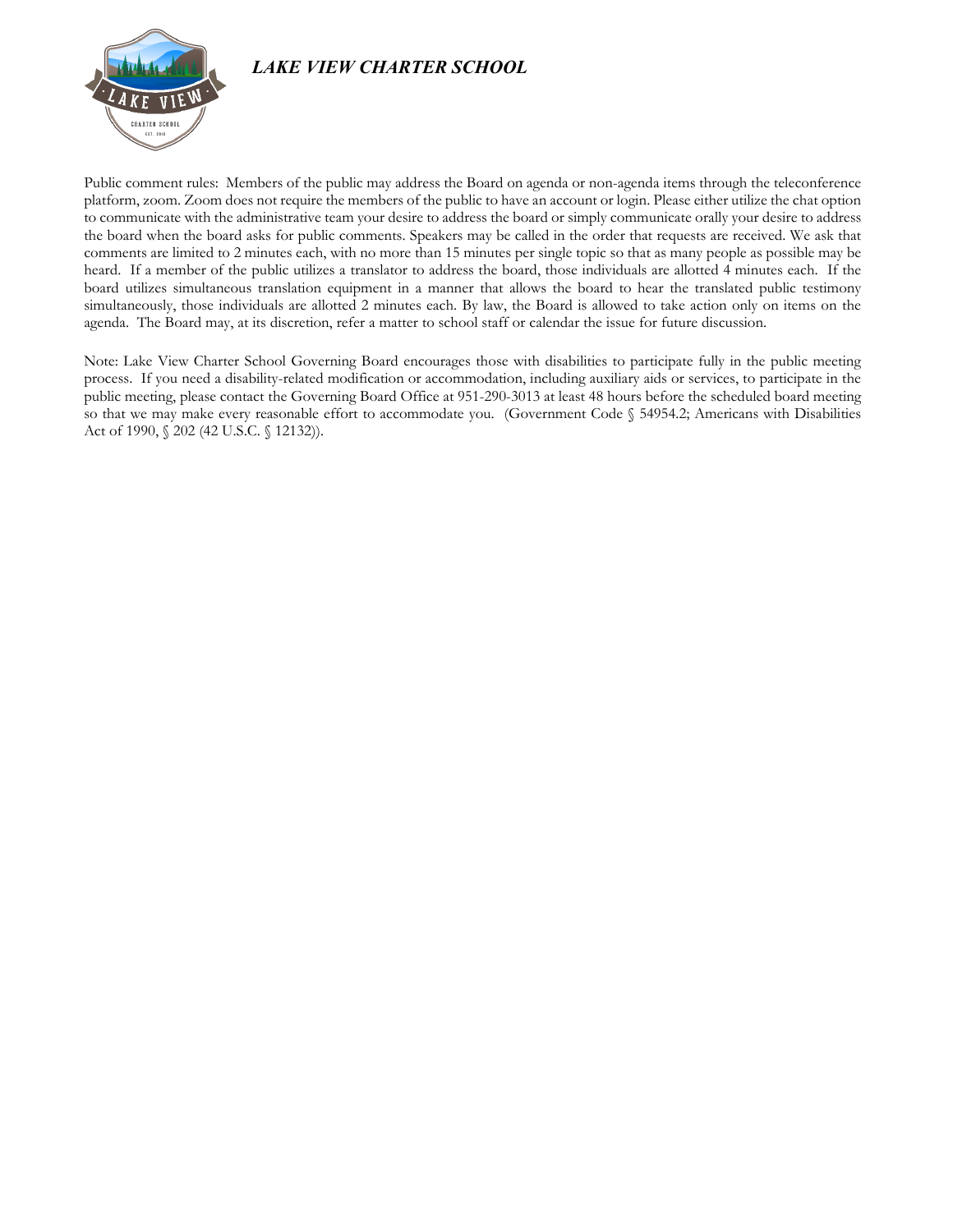***LAKE VIEW CHARTER SCHOOL***

Public comment rules: Members of the public may address the Board on agenda or non-agenda items through the teleconference platform, zoom. Zoom does not require the members of the public to have an account or login. Please either utilize the chat option to communicate with the administrative team your desire to address the board or simply communicate orally your desire to address the board when the board asks for public comments. Speakers may be called in the order that requests are received. We ask that comments are limited to 2 minutes each, with no more than 15 minutes per single topic so that as many people as possible may be heard. If a member of the public utilizes a translator to address the board, those individuals are allotted 4 minutes each. If the board utilizes simultaneous translation equipment in a manner that allows the board to hear the translated public testimony simultaneously, those individuals are allotted 2 minutes each. By law, the Board is allowed to take action only on items on the agenda. The Board may, at its discretion, refer a matter to school staff or calendar the issue for future discussion.

Note: Lake View Charter School Governing Board encourages those with disabilities to participate fully in the public meeting process. If you need a disability-related modification or accommodation, including auxiliary aids or services, to participate in the public meeting, please contact the Governing Board Office at 951-290-3013 at least 48 hours before the scheduled board meeting so that we may make every reasonable effort to accommodate you. (Government Code § 54954.2; Americans with Disabilities Act of 1990, § 202 (42 U.S.C. § 12132)).